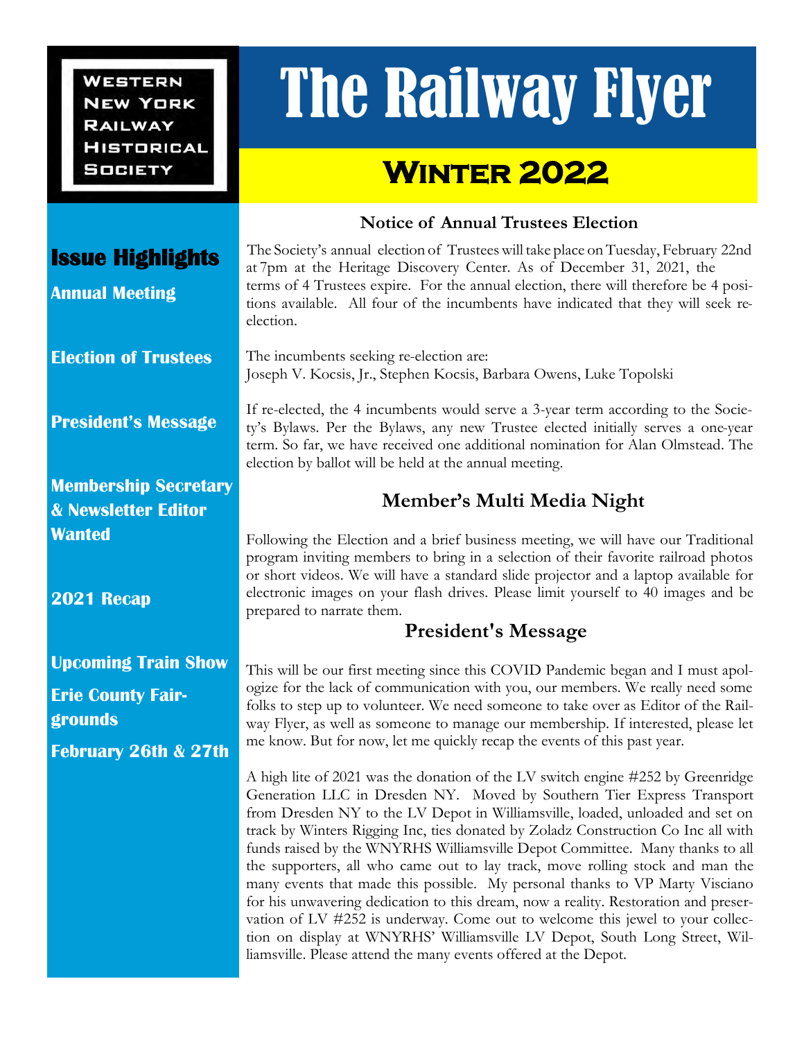WESTERN NEW YORK RAILWAY HISTORICAL SOCIETY

# The Railway Flyer

## Winter 2022

### Issue Highlights

**Annual Meeting**

**Election of Trustees**

**President's Message**

**Membership Secretary & Newsletter Editor Wanted**

**2021 Recap**

**Upcoming Train Show**

**Erie County Fairgrounds**

**February 26th & 27th**

### Notice of Annual Trustees Election

The Society's annual election of Trustees will take place on Tuesday, February 22nd at 7pm at the Heritage Discovery Center. As of December 31, 2021, the terms of 4 Trustees expire. For the annual election, there will therefore be 4 positions available. All four of the incumbents have indicated that they will seek re-election.

The incumbents seeking re-election are:
Joseph V. Kocsis, Jr., Stephen Kocsis, Barbara Owens, Luke Topolski

If re-elected, the 4 incumbents would serve a 3-year term according to the Society's Bylaws. Per the Bylaws, any new Trustee elected initially serves a one-year term. So far, we have received one additional nomination for Alan Olmstead. The election by ballot will be held at the annual meeting.

### Member's Multi Media Night

Following the Election and a brief business meeting, we will have our Traditional program inviting members to bring in a selection of their favorite railroad photos or short videos. We will have a standard slide projector and a laptop available for electronic images on your flash drives. Please limit yourself to 40 images and be prepared to narrate them.

### President's Message

This will be our first meeting since this COVID Pandemic began and I must apologize for the lack of communication with you, our members. We really need some folks to step up to volunteer. We need someone to take over as Editor of the Railway Flyer, as well as someone to manage our membership. If interested, please let me know. But for now, let me quickly recap the events of this past year.

A high lite of 2021 was the donation of the LV switch engine #252 by Greenridge Generation LLC in Dresden NY. Moved by Southern Tier Express Transport from Dresden NY to the LV Depot in Williamsville, loaded, unloaded and set on track by Winters Rigging Inc, ties donated by Zoladz Construction Co Inc all with funds raised by the WNYRHS Williamsville Depot Committee. Many thanks to all the supporters, all who came out to lay track, move rolling stock and man the many events that made this possible. My personal thanks to VP Marty Visciano for his unwavering dedication to this dream, now a reality. Restoration and preservation of LV #252 is underway. Come out to welcome this jewel to your collection on display at WNYRHS' Williamsville LV Depot, South Long Street, Williamsville. Please attend the many events offered at the Depot.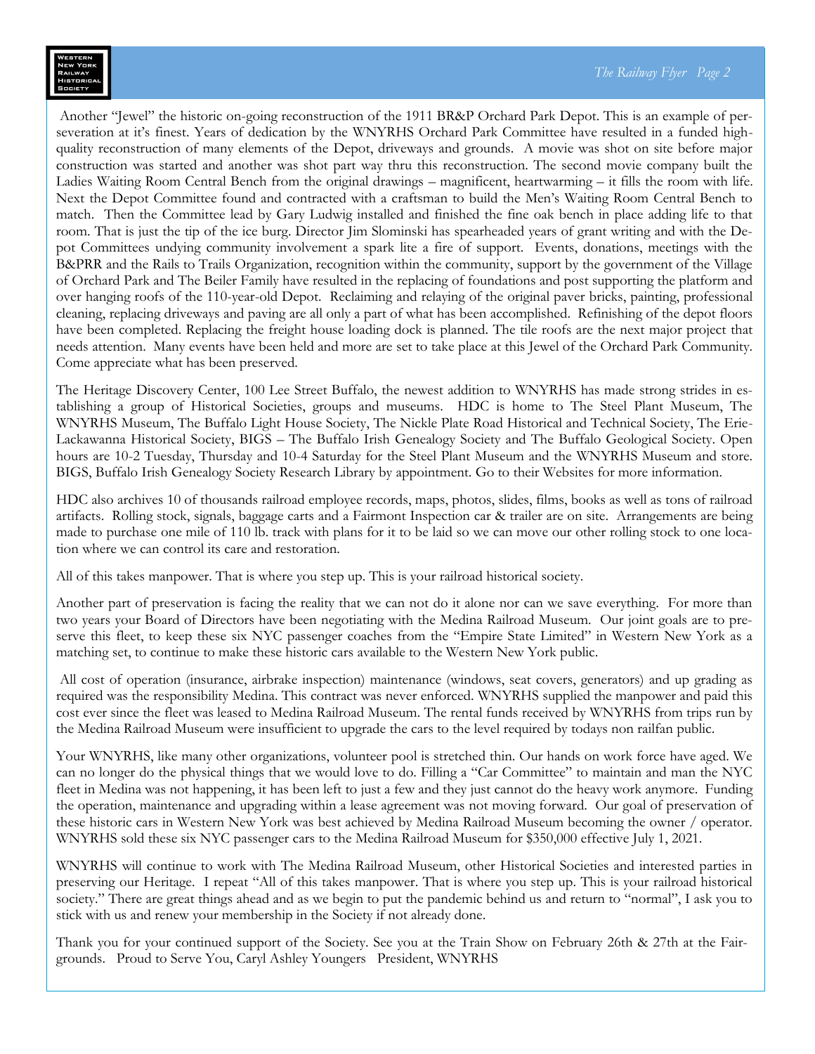Another "Jewel" the historic on-going reconstruction of the 1911 BR&P Orchard Park Depot. This is an example of perseveration at it's finest. Years of dedication by the WNYRHS Orchard Park Committee have resulted in a funded high-quality reconstruction of many elements of the Depot, driveways and grounds. A movie was shot on site before major construction was started and another was shot part way thru this reconstruction. The second movie company built the Ladies Waiting Room Central Bench from the original drawings – magnificent, heartwarming – it fills the room with life. Next the Depot Committee found and contracted with a craftsman to build the Men's Waiting Room Central Bench to match. Then the Committee lead by Gary Ludwig installed and finished the fine oak bench in place adding life to that room. That is just the tip of the ice burg. Director Jim Slominski has spearheaded years of grant writing and with the Depot Committees undying community involvement a spark lite a fire of support. Events, donations, meetings with the B&PRR and the Rails to Trails Organization, recognition within the community, support by the government of the Village of Orchard Park and The Beiler Family have resulted in the replacing of foundations and post supporting the platform and over hanging roofs of the 110-year-old Depot. Reclaiming and relaying of the original paver bricks, painting, professional cleaning, replacing driveways and paving are all only a part of what has been accomplished. Refinishing of the depot floors have been completed. Replacing the freight house loading dock is planned. The tile roofs are the next major project that needs attention. Many events have been held and more are set to take place at this Jewel of the Orchard Park Community. Come appreciate what has been preserved.

The Heritage Discovery Center, 100 Lee Street Buffalo, the newest addition to WNYRHS has made strong strides in establishing a group of Historical Societies, groups and museums. HDC is home to The Steel Plant Museum, The WNYRHS Museum, The Buffalo Light House Society, The Nickle Plate Road Historical and Technical Society, The Erie-Lackawanna Historical Society, BIGS – The Buffalo Irish Genealogy Society and The Buffalo Geological Society. Open hours are 10-2 Tuesday, Thursday and 10-4 Saturday for the Steel Plant Museum and the WNYRHS Museum and store. BIGS, Buffalo Irish Genealogy Society Research Library by appointment. Go to their Websites for more information.

HDC also archives 10 of thousands railroad employee records, maps, photos, slides, films, books as well as tons of railroad artifacts. Rolling stock, signals, baggage carts and a Fairmont Inspection car & trailer are on site. Arrangements are being made to purchase one mile of 110 lb. track with plans for it to be laid so we can move our other rolling stock to one location where we can control its care and restoration.

All of this takes manpower. That is where you step up. This is your railroad historical society.

Another part of preservation is facing the reality that we can not do it alone nor can we save everything. For more than two years your Board of Directors have been negotiating with the Medina Railroad Museum. Our joint goals are to preserve this fleet, to keep these six NYC passenger coaches from the "Empire State Limited" in Western New York as a matching set, to continue to make these historic cars available to the Western New York public.

All cost of operation (insurance, airbrake inspection) maintenance (windows, seat covers, generators) and up grading as required was the responsibility Medina. This contract was never enforced. WNYRHS supplied the manpower and paid this cost ever since the fleet was leased to Medina Railroad Museum. The rental funds received by WNYRHS from trips run by the Medina Railroad Museum were insufficient to upgrade the cars to the level required by todays non railfan public.

Your WNYRHS, like many other organizations, volunteer pool is stretched thin. Our hands on work force have aged. We can no longer do the physical things that we would love to do. Filling a "Car Committee" to maintain and man the NYC fleet in Medina was not happening, it has been left to just a few and they just cannot do the heavy work anymore. Funding the operation, maintenance and upgrading within a lease agreement was not moving forward. Our goal of preservation of these historic cars in Western New York was best achieved by Medina Railroad Museum becoming the owner / operator. WNYRHS sold these six NYC passenger cars to the Medina Railroad Museum for $350,000 effective July 1, 2021.

WNYRHS will continue to work with The Medina Railroad Museum, other Historical Societies and interested parties in preserving our Heritage. I repeat "All of this takes manpower. That is where you step up. This is your railroad historical society." There are great things ahead and as we begin to put the pandemic behind us and return to "normal", I ask you to stick with us and renew your membership in the Society if not already done.

Thank you for your continued support of the Society. See you at the Train Show on February 26th & 27th at the Fairgrounds. Proud to Serve You, Caryl Ashley Youngers President, WNYRHS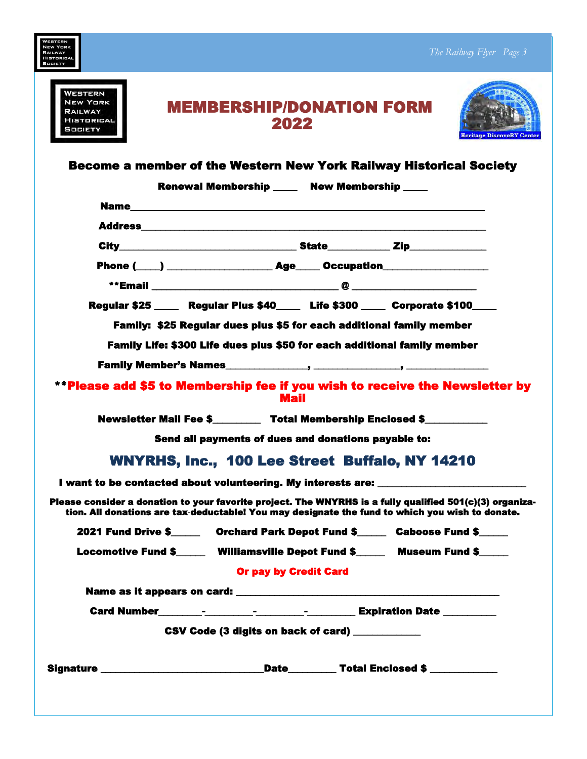# MEMBERSHIP/DONATION FORM 2022

## Become a member of the Western New York Railway Historical Society

**Renewal Membership _____ New Membership _____**

**Name**_______________________________________________________________________

**Address**_____________________________________________________________________

**City**___________________________________ **State**____________ **Zip**______________

**Phone (_____)** ____________________ **Age**_____ **Occupation**____________________

**\*\*Email** ____________________________________ **@** ________________________

**Regular $25 _____ Regular Plus $40_____ Life $300 _____ Corporate $100_____**

**Family: $25 Regular dues plus $5 for each additional family member**

**Family Life: $300 Life dues plus $50 for each additional family member**

**Family Member's Names**________________, ________________, ________________

**\*\*Please add $5 to Membership fee if you wish to receive the Newsletter by Mail**

**Newsletter Mail Fee $**_________ **Total Membership Enclosed $**____________

**Send all payments of dues and donations payable to:**

## WNYRHS, Inc., 100 Lee Street Buffalo, NY 14210

**I want to be contacted about volunteering. My interests are:** ____________________________

**Please consider a donation to your favorite project. The WNYRHS is a fully qualified 501(c)(3) organization. All donations are tax-deductable! You may designate the fund to which you wish to donate.**

**2021 Fund Drive $**______ **Orchard Park Depot Fund $**______ **Caboose Fund $**______

**Locomotive Fund $**______ **Williamsville Depot Fund $**______ **Museum Fund $**______

**Or pay by Credit Card**

**Name as it appears on card:** ____________________________________________________

**Card Number**________-_________-_________-_________ **Expiration Date** __________

**CSV Code (3 digits on back of card)** _____________

**Signature** ________________________________**Date**_________ **Total Enclosed $** _____________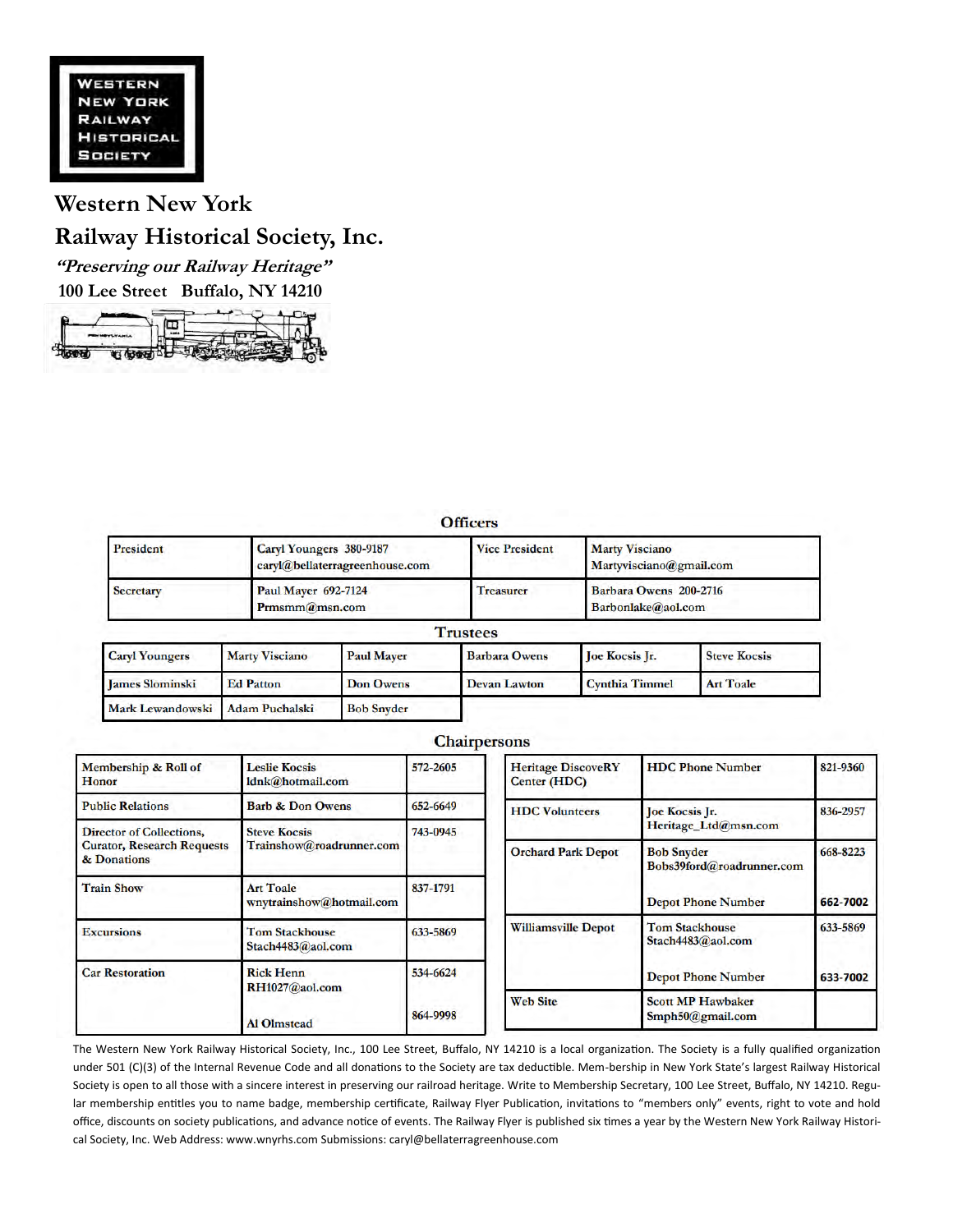**Western New York Railway Historical Society**

# Western New York Railway Historical Society, Inc.

*"Preserving our Railway Heritage"*

100 Lee Street Buffalo, NY 14210

## Officers

| | | | |
|---|---|---|---|
| President | Caryl Youngers 380-9187<br>caryl@bellaterragreenhouse.com | Vice President | Marty Visciano<br>Martyvisciano@gmail.com |
| Secretary | Paul Mayer 692-7124<br>Prmsmm@msn.com | Treasurer | Barbara Owens 200-2716<br>Barbonlake@aol.com |

## Trustees

| | | | | | |
|---|---|---|---|---|---|
| Caryl Youngers | Marty Visciano | Paul Mayer | Barbara Owens | Joe Kocsis Jr. | Steve Kocsis |
| James Slominski | Ed Patton | Don Owens | Devan Lawton | Cynthia Timmel | Art Toale |
| Mark Lewandowski | Adam Puchalski | Bob Snyder | | | |

## Chairpersons

| | | |
|---|---|---|
| Membership & Roll of Honor | Leslie Kocsis<br>ldnk@hotmail.com | 572-2605 |
| Public Relations | Barb & Don Owens | 652-6649 |
| Director of Collections, Curator, Research Requests & Donations | Steve Kocsis<br>Trainshow@roadrunner.com | 743-0945 |
| Train Show | Art Toale<br>wnytrainshow@hotmail.com | 837-1791 |
| Excursions | Tom Stackhouse<br>Stach4483@aol.com | 633-5869 |
| Car Restoration | Rick Henn<br>RH1027@aol.com<br>Al Olmstead | 534-6624<br>864-9998 |

| | | |
|---|---|---|
| Heritage DiscoveRY Center (HDC) | HDC Phone Number | 821-9360 |
| HDC Volunteers | Joe Kocsis Jr.<br>Heritage_Ltd@msn.com | 836-2957 |
| Orchard Park Depot | Bob Snyder<br>Bobs39ford@roadrunner.com<br>Depot Phone Number | 668-8223<br>662-7002 |
| Williamsville Depot | Tom Stackhouse<br>Stach4483@aol.com<br>Depot Phone Number | 633-5869<br>633-7002 |
| Web Site | Scott MP Hawbaker<br>Smph50@gmail.com | |

The Western New York Railway Historical Society, Inc., 100 Lee Street, Buffalo, NY 14210 is a local organization. The Society is a fully qualified organization under 501 (C)(3) of the Internal Revenue Code and all donations to the Society are tax deductible. Mem-bership in New York State's largest Railway Historical Society is open to all those with a sincere interest in preserving our railroad heritage. Write to Membership Secretary, 100 Lee Street, Buffalo, NY 14210. Regular membership entitles you to name badge, membership certificate, Railway Flyer Publication, invitations to "members only" events, right to vote and hold office, discounts on society publications, and advance notice of events. The Railway Flyer is published six times a year by the Western New York Railway Historical Society, Inc. Web Address: www.wnyrhs.com Submissions: caryl@bellaterragreenhouse.com